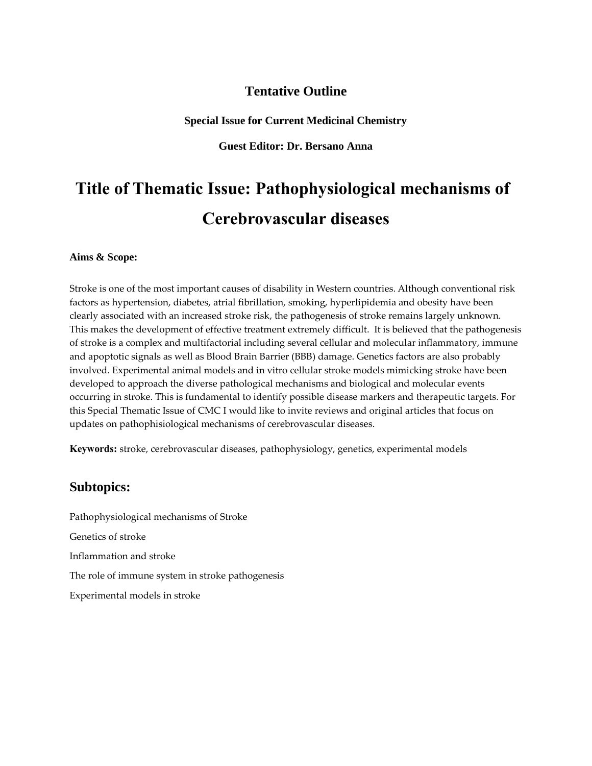## Tentative Outline

**Special Issue for Current Medicinal Chemistry**

**Guest Editor: Dr. Bersano Anna**

# Title of Thematic Issue: Pathophysiological mechanisms of Cerebrovascular diseases

**Aims & Scope:**

Stroke is one of the most important causes of disability in Western countries. Although conventional risk factors as hypertension, diabetes, atrial fibrillation, smoking, hyperlipidemia and obesity have been clearly associated with an increased stroke risk, the pathogenesis of stroke remains largely unknown. This makes the development of effective treatment extremely difficult. It is believed that the pathogenesis of stroke is a complex and multifactorial including several cellular and molecular inflammatory, immune and apoptotic signals as well as Blood Brain Barrier (BBB) damage. Genetics factors are also probably involved. Experimental animal models and in vitro cellular stroke models mimicking stroke have been developed to approach the diverse pathological mechanisms and biological and molecular events occurring in stroke. This is fundamental to identify possible disease markers and therapeutic targets. For this Special Thematic Issue of CMC I would like to invite reviews and original articles that focus on updates on pathophisiological mechanisms of cerebrovascular diseases.

**Keywords:** stroke, cerebrovascular diseases, pathophysiology, genetics, experimental models

## Subtopics:

Pathophysiological mechanisms of Stroke

Genetics of stroke

Inflammation and stroke

The role of immune system in stroke pathogenesis

Experimental models in stroke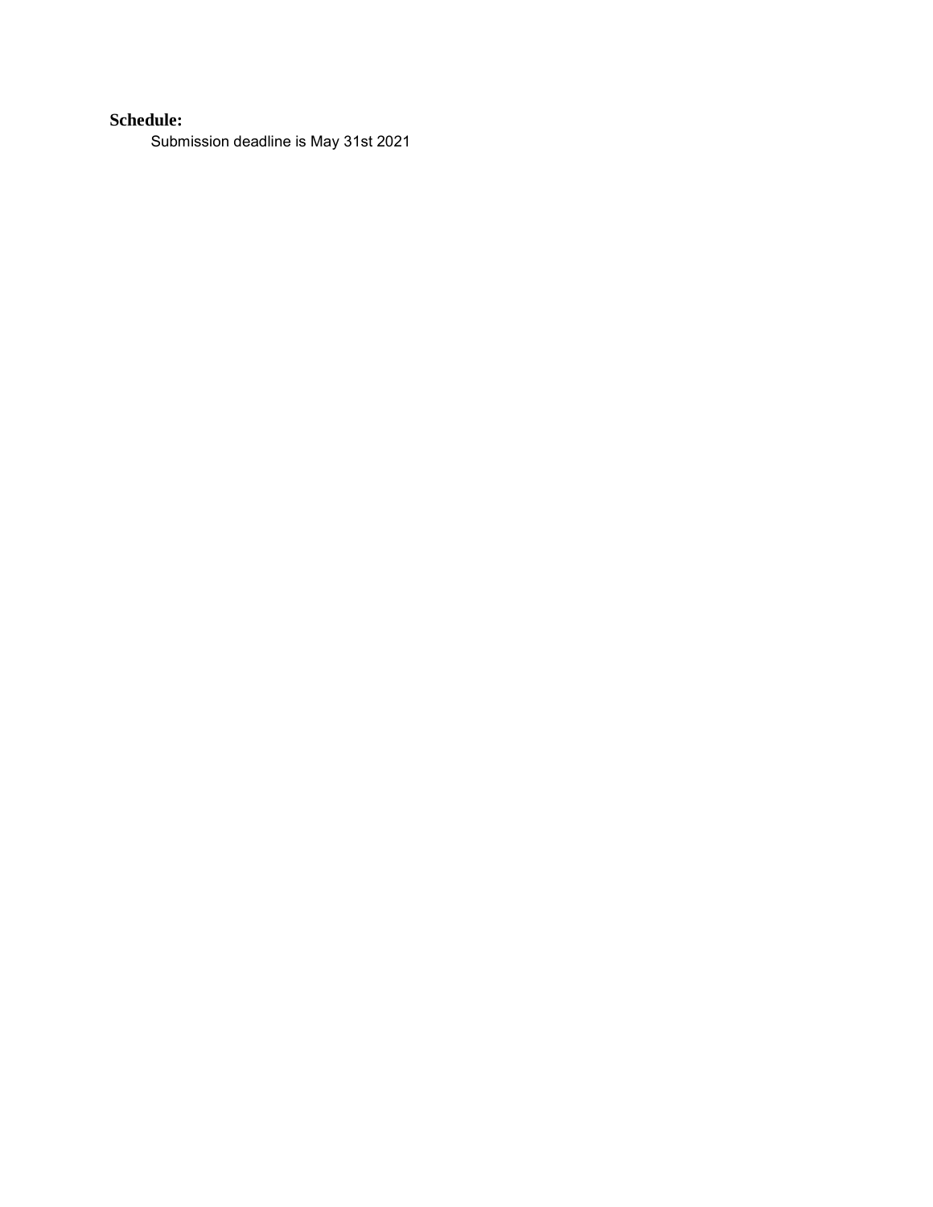**Schedule:**

Submission deadline is May 31st 2021